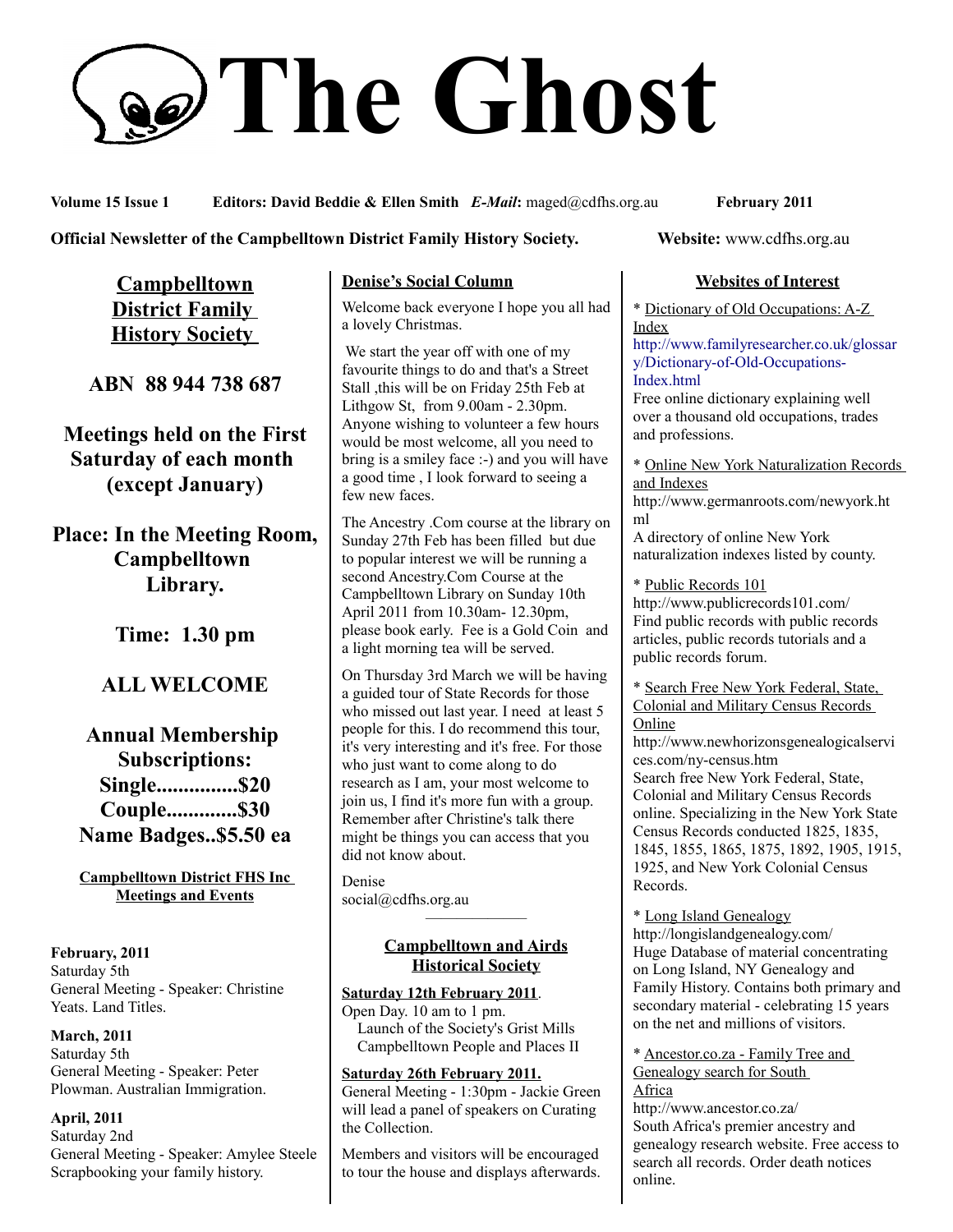# The Ghost

**Volume 15 Issue 1** **Editors: David Beddie & Ellen Smith** ***E-Mail*:** maged@cdfhs.org.au **February 2011**

**Official Newsletter of the Campbelltown District Family History Society.** **Website:** www.cdfhs.org.au

## Campbelltown District Family History Society

**ABN 88 944 738 687**

**Meetings held on the First Saturday of each month (except January)**

**Place: In the Meeting Room, Campbelltown Library.**

**Time: 1.30 pm**

**ALL WELCOME**

**Annual Membership Subscriptions:**
**Single...............$20**
**Couple.............$30**
**Name Badges..$5.50 ea**

### Campbelltown District FHS Inc Meetings and Events

**February, 2011**
Saturday 5th
General Meeting - Speaker: Christine Yeats. Land Titles.

**March, 2011**
Saturday 5th
General Meeting - Speaker: Peter Plowman. Australian Immigration.

**April, 2011**
Saturday 2nd
General Meeting - Speaker: Amylee Steele Scrapbooking your family history.

### Denise's Social Column

Welcome back everyone I hope you all had a lovely Christmas.

We start the year off with one of my favourite things to do and that's a Street Stall ,this will be on Friday 25th Feb at Lithgow St, from 9.00am - 2.30pm. Anyone wishing to volunteer a few hours would be most welcome, all you need to bring is a smiley face :-) and you will have a good time , I look forward to seeing a few new faces.

The Ancestry .Com course at the library on Sunday 27th Feb has been filled but due to popular interest we will be running a second Ancestry.Com Course at the Campbelltown Library on Sunday 10th April 2011 from 10.30am- 12.30pm, please book early. Fee is a Gold Coin and a light morning tea will be served.

On Thursday 3rd March we will be having a guided tour of State Records for those who missed out last year. I need at least 5 people for this. I do recommend this tour, it's very interesting and it's free. For those who just want to come along to do research as I am, your most welcome to join us, I find it's more fun with a group. Remember after Christine's talk there might be things you can access that you did not know about.

Denise
social@cdfhs.org.au

---

### Campbelltown and Airds Historical Society

**Saturday 12th February 2011**.
Open Day. 10 am to 1 pm.
Launch of the Society's Grist Mills
Campbelltown People and Places II

**Saturday 26th February 2011.**
General Meeting - 1:30pm - Jackie Green will lead a panel of speakers on Curating the Collection.

Members and visitors will be encouraged to tour the house and displays afterwards.

### Websites of Interest

\* Dictionary of Old Occupations: A-Z Index
http://www.familyresearcher.co.uk/glossary/Dictionary-of-Old-Occupations-Index.html
Free online dictionary explaining well over a thousand old occupations, trades and professions.

\* Online New York Naturalization Records and Indexes
http://www.germanroots.com/newyork.html
A directory of online New York naturalization indexes listed by county.

\* Public Records 101
http://www.publicrecords101.com/
Find public records with public records articles, public records tutorials and a public records forum.

\* Search Free New York Federal, State, Colonial and Military Census Records Online
http://www.newhorizonsgenealogicalservices.com/ny-census.htm
Search free New York Federal, State, Colonial and Military Census Records online. Specializing in the New York State Census Records conducted 1825, 1835, 1845, 1855, 1865, 1875, 1892, 1905, 1915, 1925, and New York Colonial Census Records.

\* Long Island Genealogy
http://longislandgenealogy.com/
Huge Database of material concentrating on Long Island, NY Genealogy and Family History. Contains both primary and secondary material - celebrating 15 years on the net and millions of visitors.

\* Ancestor.co.za - Family Tree and Genealogy search for South Africa
http://www.ancestor.co.za/
South Africa's premier ancestry and genealogy research website. Free access to search all records. Order death notices online.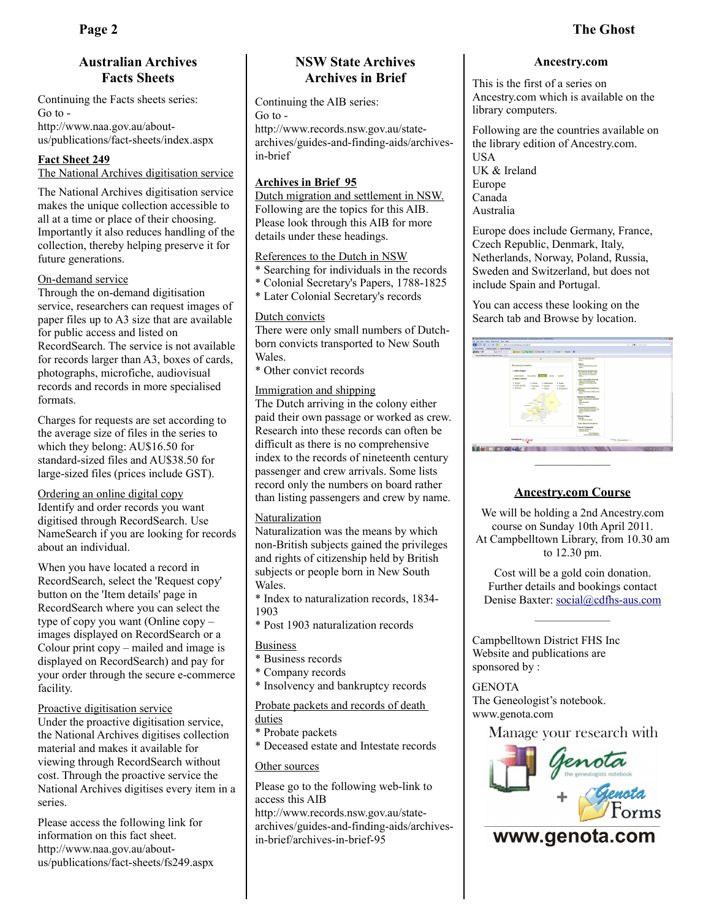## Australian Archives Facts Sheets

Continuing the Facts sheets series:
Go to -
http://www.naa.gov.au/about-us/publications/fact-sheets/index.aspx

**Fact Sheet 249**
The National Archives digitisation service

The National Archives digitisation service makes the unique collection accessible to all at a time or place of their choosing. Importantly it also reduces handling of the collection, thereby helping preserve it for future generations.

On-demand service
Through the on-demand digitisation service, researchers can request images of paper files up to A3 size that are available for public access and listed on RecordSearch. The service is not available for records larger than A3, boxes of cards, photographs, microfiche, audiovisual records and records in more specialised formats.

Charges for requests are set according to the average size of files in the series to which they belong: AU$16.50 for standard-sized files and AU$38.50 for large-sized files (prices include GST).

Ordering an online digital copy
Identify and order records you want digitised through RecordSearch. Use NameSearch if you are looking for records about an individual.

When you have located a record in RecordSearch, select the 'Request copy' button on the 'Item details' page in RecordSearch where you can select the type of copy you want (Online copy – images displayed on RecordSearch or a Colour print copy – mailed and image is displayed on RecordSearch) and pay for your order through the secure e-commerce facility.

Proactive digitisation service
Under the proactive digitisation service, the National Archives digitises collection material and makes it available for viewing through RecordSearch without cost. Through the proactive service the National Archives digitises every item in a series.

Please access the following link for information on this fact sheet.
http://www.naa.gov.au/about-us/publications/fact-sheets/fs249.aspx

## NSW State Archives Archives in Brief

Continuing the AIB series:
Go to -
http://www.records.nsw.gov.au/state-archives/guides-and-finding-aids/archives-in-brief

**Archives in Brief 95**
Dutch migration and settlement in NSW.
Following are the topics for this AIB. Please look through this AIB for more details under these headings.

References to the Dutch in NSW
* Searching for individuals in the records
* Colonial Secretary's Papers, 1788-1825
* Later Colonial Secretary's records

Dutch convicts
There were only small numbers of Dutch-born convicts transported to New South Wales.
* Other convict records

Immigration and shipping
The Dutch arriving in the colony either paid their own passage or worked as crew. Research into these records can often be difficult as there is no comprehensive index to the records of nineteenth century passenger and crew arrivals. Some lists record only the numbers on board rather than listing passengers and crew by name.

Naturalization
Naturalization was the means by which non-British subjects gained the privileges and rights of citizenship held by British subjects or people born in New South Wales.
* Index to naturalization records, 1834-1903
* Post 1903 naturalization records

Business
* Business records
* Company records
* Insolvency and bankruptcy records

Probate packets and records of death duties
* Probate packets
* Deceased estate and Intestate records

Other sources

Please go to the following web-link to access this AIB
http://www.records.nsw.gov.au/state-archives/guides-and-finding-aids/archives-in-brief/archives-in-brief-95

## Ancestry.com

This is the first of a series on Ancestry.com which is available on the library computers.

Following are the countries available on the library edition of Ancestry.com.
USA
UK & Ireland
Europe
Canada
Australia

Europe does include Germany, France, Czech Republic, Denmark, Italy, Netherlands, Norway, Poland, Russia, Sweden and Switzerland, but does not include Spain and Portugal.

You can access these looking on the Search tab and Browse by location.

---

**Ancestry.com Course**

We will be holding a 2nd Ancestry.com course on Sunday 10th April 2011. At Campbelltown Library, from 10.30 am to 12.30 pm.

Cost will be a gold coin donation. Further details and bookings contact Denise Baxter: social@cdfhs-aus.com

---

Campbelltown District FHS Inc Website and publications are sponsored by :

GENOTA
The Geneologist's notebook.
www.genota.com

Manage your research with Genota the genealogists notebook + Genota Forms

www.genota.com